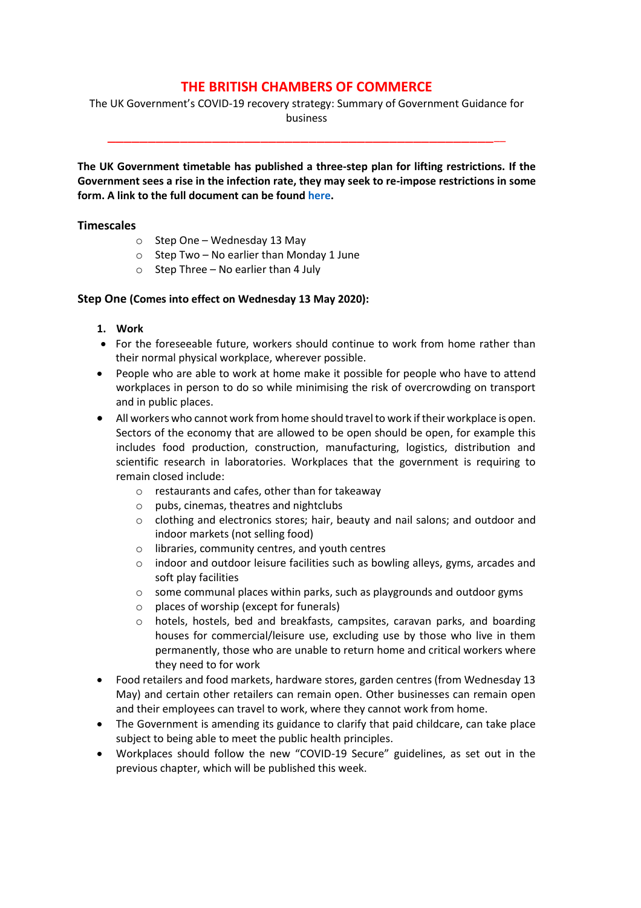# THE BRITISH CHAMBERS OF COMMERCE

The UK Government's COVID-19 recovery strategy: Summary of Government Guidance for business

---

**The UK Government timetable has published a three-step plan for lifting restrictions. If the Government sees a rise in the infection rate, they may seek to re-impose restrictions in some form. A link to the full document can be found here.**

### Timescales

- Step One – Wednesday 13 May
- Step Two – No earlier than Monday 1 June
- Step Three – No earlier than 4 July

### Step One (Comes into effect on Wednesday 13 May 2020):

1. **Work**

- For the foreseeable future, workers should continue to work from home rather than their normal physical workplace, wherever possible.
- People who are able to work at home make it possible for people who have to attend workplaces in person to do so while minimising the risk of overcrowding on transport and in public places.
- All workers who cannot work from home should travel to work if their workplace is open. Sectors of the economy that are allowed to be open should be open, for example this includes food production, construction, manufacturing, logistics, distribution and scientific research in laboratories. Workplaces that the government is requiring to remain closed include:
    - restaurants and cafes, other than for takeaway
    - pubs, cinemas, theatres and nightclubs
    - clothing and electronics stores; hair, beauty and nail salons; and outdoor and indoor markets (not selling food)
    - libraries, community centres, and youth centres
    - indoor and outdoor leisure facilities such as bowling alleys, gyms, arcades and soft play facilities
    - some communal places within parks, such as playgrounds and outdoor gyms
    - places of worship (except for funerals)
    - hotels, hostels, bed and breakfasts, campsites, caravan parks, and boarding houses for commercial/leisure use, excluding use by those who live in them permanently, those who are unable to return home and critical workers where they need to for work
- Food retailers and food markets, hardware stores, garden centres (from Wednesday 13 May) and certain other retailers can remain open. Other businesses can remain open and their employees can travel to work, where they cannot work from home.
- The Government is amending its guidance to clarify that paid childcare, can take place subject to being able to meet the public health principles.
- Workplaces should follow the new "COVID-19 Secure" guidelines, as set out in the previous chapter, which will be published this week.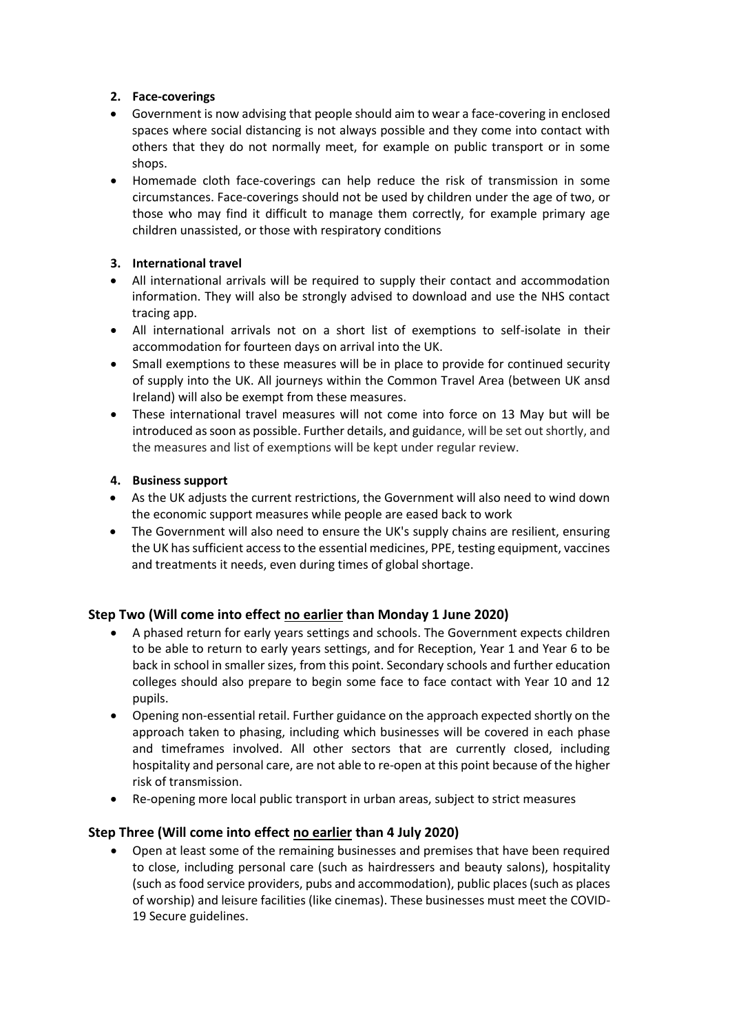2. **Face-coverings**

- Government is now advising that people should aim to wear a face-covering in enclosed spaces where social distancing is not always possible and they come into contact with others that they do not normally meet, for example on public transport or in some shops.
- Homemade cloth face-coverings can help reduce the risk of transmission in some circumstances. Face-coverings should not be used by children under the age of two, or those who may find it difficult to manage them correctly, for example primary age children unassisted, or those with respiratory conditions

3. **International travel**

- All international arrivals will be required to supply their contact and accommodation information. They will also be strongly advised to download and use the NHS contact tracing app.
- All international arrivals not on a short list of exemptions to self-isolate in their accommodation for fourteen days on arrival into the UK.
- Small exemptions to these measures will be in place to provide for continued security of supply into the UK. All journeys within the Common Travel Area (between UK ansd Ireland) will also be exempt from these measures.
- These international travel measures will not come into force on 13 May but will be introduced as soon as possible. Further details, and guidance, will be set out shortly, and the measures and list of exemptions will be kept under regular review.

4. **Business support**

- As the UK adjusts the current restrictions, the Government will also need to wind down the economic support measures while people are eased back to work
- The Government will also need to ensure the UK's supply chains are resilient, ensuring the UK has sufficient access to the essential medicines, PPE, testing equipment, vaccines and treatments it needs, even during times of global shortage.

## Step Two (Will come into effect <u>no earlier</u> than Monday 1 June 2020)

- A phased return for early years settings and schools. The Government expects children to be able to return to early years settings, and for Reception, Year 1 and Year 6 to be back in school in smaller sizes, from this point. Secondary schools and further education colleges should also prepare to begin some face to face contact with Year 10 and 12 pupils.
- Opening non-essential retail. Further guidance on the approach expected shortly on the approach taken to phasing, including which businesses will be covered in each phase and timeframes involved. All other sectors that are currently closed, including hospitality and personal care, are not able to re-open at this point because of the higher risk of transmission.
- Re-opening more local public transport in urban areas, subject to strict measures

## Step Three (Will come into effect <u>no earlier</u> than 4 July 2020)

- Open at least some of the remaining businesses and premises that have been required to close, including personal care (such as hairdressers and beauty salons), hospitality (such as food service providers, pubs and accommodation), public places (such as places of worship) and leisure facilities (like cinemas). These businesses must meet the COVID-19 Secure guidelines.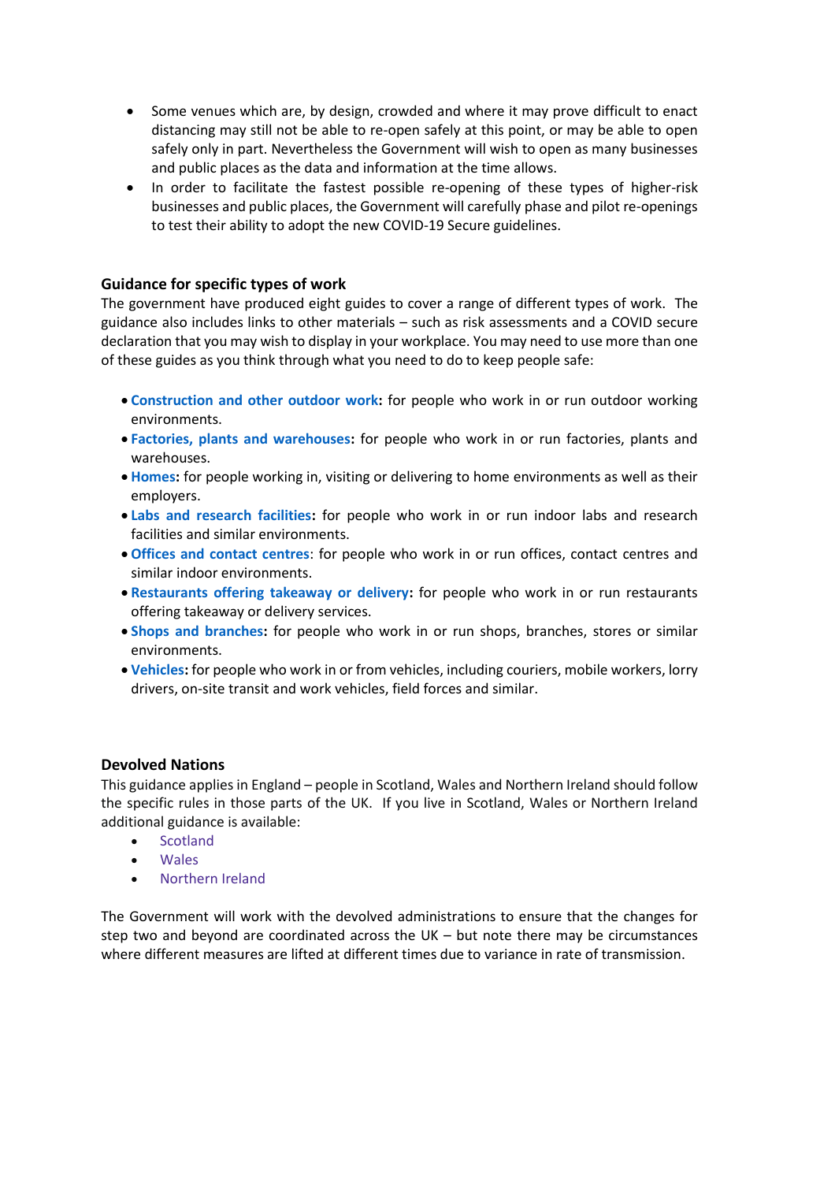- Some venues which are, by design, crowded and where it may prove difficult to enact distancing may still not be able to re-open safely at this point, or may be able to open safely only in part. Nevertheless the Government will wish to open as many businesses and public places as the data and information at the time allows.
- In order to facilitate the fastest possible re-opening of these types of higher-risk businesses and public places, the Government will carefully phase and pilot re-openings to test their ability to adopt the new COVID-19 Secure guidelines.

### Guidance for specific types of work

The government have produced eight guides to cover a range of different types of work. The guidance also includes links to other materials – such as risk assessments and a COVID secure declaration that you may wish to display in your workplace. You may need to use more than one of these guides as you think through what you need to do to keep people safe:

- **Construction and other outdoor work:** for people who work in or run outdoor working environments.
- **Factories, plants and warehouses:** for people who work in or run factories, plants and warehouses.
- **Homes:** for people working in, visiting or delivering to home environments as well as their employers.
- **Labs and research facilities:** for people who work in or run indoor labs and research facilities and similar environments.
- **Offices and contact centres**: for people who work in or run offices, contact centres and similar indoor environments.
- **Restaurants offering takeaway or delivery:** for people who work in or run restaurants offering takeaway or delivery services.
- **Shops and branches:** for people who work in or run shops, branches, stores or similar environments.
- **Vehicles:** for people who work in or from vehicles, including couriers, mobile workers, lorry drivers, on-site transit and work vehicles, field forces and similar.

### Devolved Nations

This guidance applies in England – people in Scotland, Wales and Northern Ireland should follow the specific rules in those parts of the UK. If you live in Scotland, Wales or Northern Ireland additional guidance is available:

- Scotland
- Wales
- Northern Ireland

The Government will work with the devolved administrations to ensure that the changes for step two and beyond are coordinated across the UK – but note there may be circumstances where different measures are lifted at different times due to variance in rate of transmission.